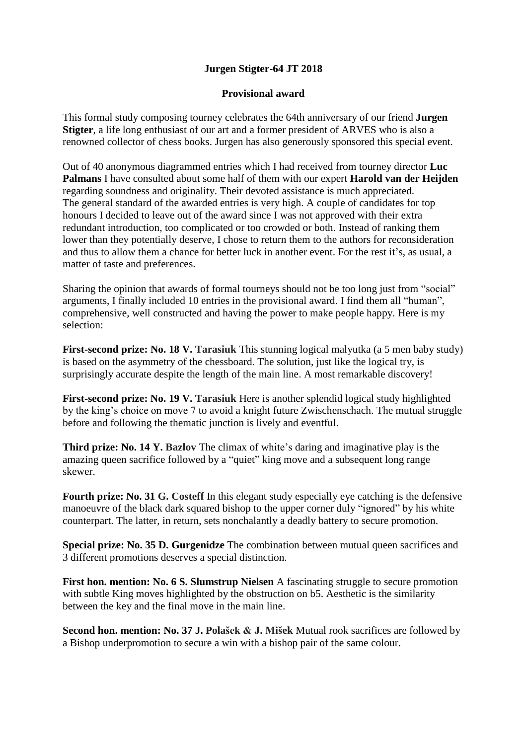**Jurgen Stigter-64 JT 2018**

**Provisional award**

This formal study composing tourney celebrates the 64th anniversary of our friend **Jurgen Stigter**, a life long enthusiast of our art and a former president of ARVES who is also a renowned collector of chess books. Jurgen has also generously sponsored this special event.

Out of 40 anonymous diagrammed entries which I had received from tourney director **Luc Palmans** I have consulted about some half of them with our expert **Harold van der Heijden** regarding soundness and originality. Their devoted assistance is much appreciated.
The general standard of the awarded entries is very high. A couple of candidates for top honours I decided to leave out of the award since I was not approved with their extra redundant introduction, too complicated or too crowded or both. Instead of ranking them lower than they potentially deserve, I chose to return them to the authors for reconsideration and thus to allow them a chance for better luck in another event. For the rest it's, as usual, a matter of taste and preferences.

Sharing the opinion that awards of formal tourneys should not be too long just from "social" arguments, I finally included 10 entries in the provisional award. I find them all "human", comprehensive, well constructed and having the power to make people happy. Here is my selection:

**First-second prize: No. 18 V. Tarasiuk** This stunning logical malyutka (a 5 men baby study) is based on the asymmetry of the chessboard. The solution, just like the logical try, is surprisingly accurate despite the length of the main line. A most remarkable discovery!

**First-second prize: No. 19 V. Tarasiuk** Here is another splendid logical study highlighted by the king's choice on move 7 to avoid a knight future Zwischenschach. The mutual struggle before and following the thematic junction is lively and eventful.

**Third prize: No. 14 Y. Bazlov** The climax of white's daring and imaginative play is the amazing queen sacrifice followed by a "quiet" king move and a subsequent long range skewer.

**Fourth prize: No. 31 G. Costeff** In this elegant study especially eye catching is the defensive manoeuvre of the black dark squared bishop to the upper corner duly "ignored" by his white counterpart. The latter, in return, sets nonchalantly a deadly battery to secure promotion.

**Special prize: No. 35 D. Gurgenidze** The combination between mutual queen sacrifices and 3 different promotions deserves a special distinction.

**First hon. mention: No. 6 S. Slumstrup Nielsen** A fascinating struggle to secure promotion with subtle King moves highlighted by the obstruction on b5. Aesthetic is the similarity between the key and the final move in the main line.

**Second hon. mention: No. 37 J. Polašek & J. Mišek** Mutual rook sacrifices are followed by a Bishop underpromotion to secure a win with a bishop pair of the same colour.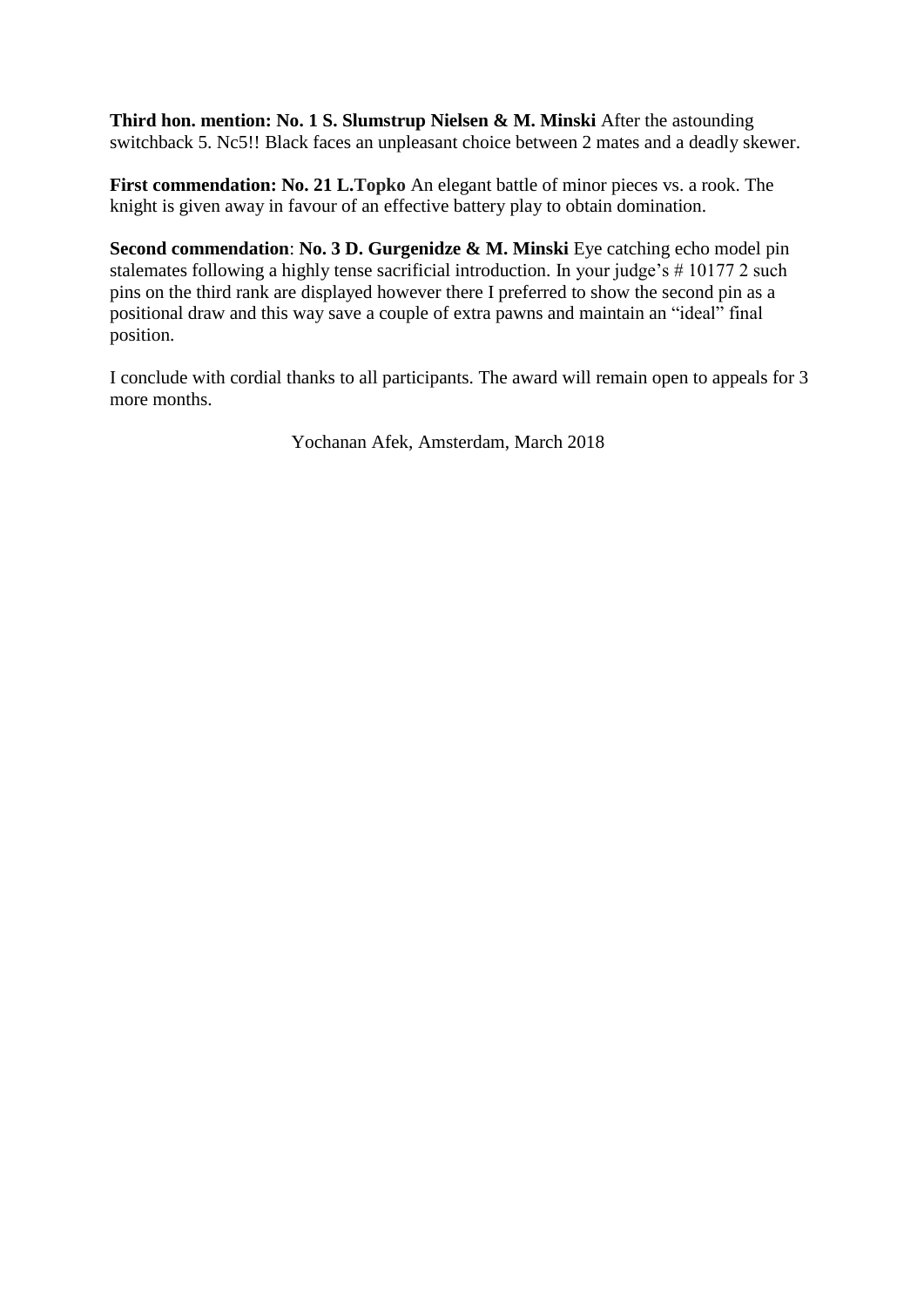**Third hon. mention: No. 1 S. Slumstrup Nielsen & M. Minski** After the astounding switchback 5. Nc5!! Black faces an unpleasant choice between 2 mates and a deadly skewer.

**First commendation: No. 21 L.Topko** An elegant battle of minor pieces vs. a rook. The knight is given away in favour of an effective battery play to obtain domination.

**Second commendation**: **No. 3 D. Gurgenidze & M. Minski** Eye catching echo model pin stalemates following a highly tense sacrificial introduction. In your judge's # 10177 2 such pins on the third rank are displayed however there I preferred to show the second pin as a positional draw and this way save a couple of extra pawns and maintain an "ideal" final position.

I conclude with cordial thanks to all participants. The award will remain open to appeals for 3 more months.

Yochanan Afek, Amsterdam, March 2018